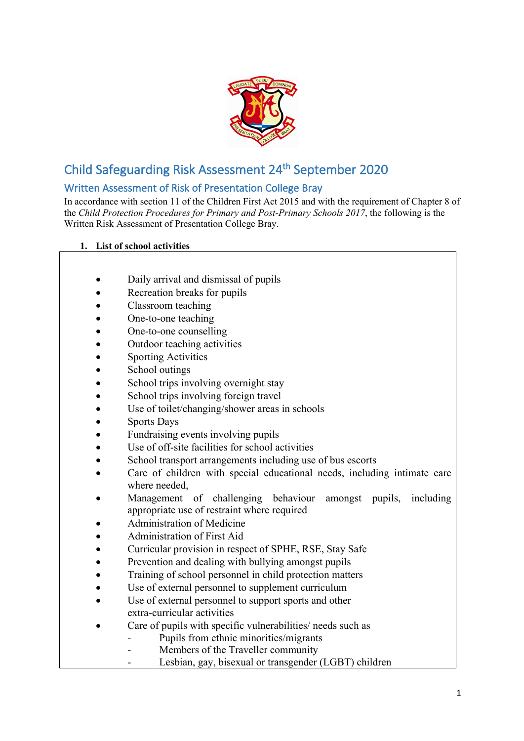# Child Safeguarding Risk Assessment 24th September 2020

## Written Assessment of Risk of Presentation College Bray

In accordance with section 11 of the Children First Act 2015 and with the requirement of Chapter 8 of the *Child Protection Procedures for Primary and Post-Primary Schools 2017*, the following is the Written Risk Assessment of Presentation College Bray.

**1. List of school activities**

- Daily arrival and dismissal of pupils
- Recreation breaks for pupils
- Classroom teaching
- One-to-one teaching
- One-to-one counselling
- Outdoor teaching activities
- Sporting Activities
- School outings
- School trips involving overnight stay
- School trips involving foreign travel
- Use of toilet/changing/shower areas in schools
- Sports Days
- Fundraising events involving pupils
- Use of off-site facilities for school activities
- School transport arrangements including use of bus escorts
- Care of children with special educational needs, including intimate care where needed,
- Management of challenging behaviour amongst pupils, including appropriate use of restraint where required
- Administration of Medicine
- Administration of First Aid
- Curricular provision in respect of SPHE, RSE, Stay Safe
- Prevention and dealing with bullying amongst pupils
- Training of school personnel in child protection matters
- Use of external personnel to supplement curriculum
- Use of external personnel to support sports and other extra-curricular activities
- Care of pupils with specific vulnerabilities/ needs such as
  - Pupils from ethnic minorities/migrants
  - Members of the Traveller community
  - Lesbian, gay, bisexual or transgender (LGBT) children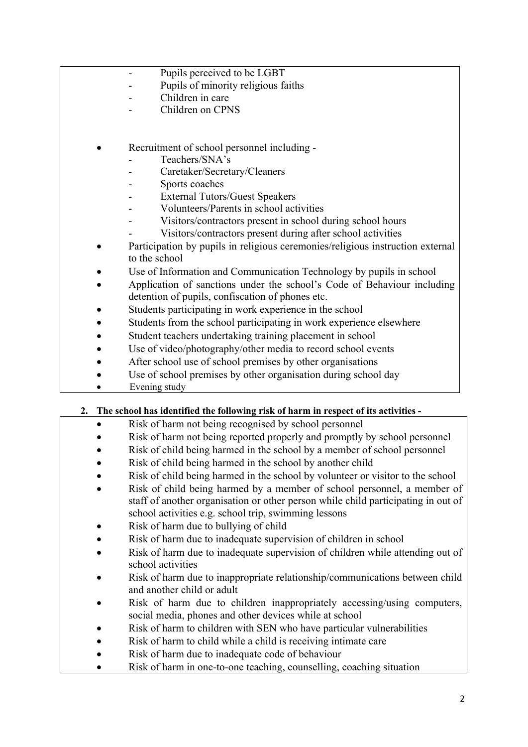- Pupils perceived to be LGBT
  - Pupils of minority religious faiths
  - Children in care
  - Children on CPNS

- Recruitment of school personnel including -
  - Teachers/SNA's
  - Caretaker/Secretary/Cleaners
  - Sports coaches
  - External Tutors/Guest Speakers
  - Volunteers/Parents in school activities
  - Visitors/contractors present in school during school hours
  - Visitors/contractors present during after school activities
- Participation by pupils in religious ceremonies/religious instruction external to the school
- Use of Information and Communication Technology by pupils in school
- Application of sanctions under the school's Code of Behaviour including detention of pupils, confiscation of phones etc.
- Students participating in work experience in the school
- Students from the school participating in work experience elsewhere
- Student teachers undertaking training placement in school
- Use of video/photography/other media to record school events
- After school use of school premises by other organisations
- Use of school premises by other organisation during school day
- Evening study

**2. The school has identified the following risk of harm in respect of its activities -**

- Risk of harm not being recognised by school personnel
- Risk of harm not being reported properly and promptly by school personnel
- Risk of child being harmed in the school by a member of school personnel
- Risk of child being harmed in the school by another child
- Risk of child being harmed in the school by volunteer or visitor to the school
- Risk of child being harmed by a member of school personnel, a member of staff of another organisation or other person while child participating in out of school activities e.g. school trip, swimming lessons
- Risk of harm due to bullying of child
- Risk of harm due to inadequate supervision of children in school
- Risk of harm due to inadequate supervision of children while attending out of school activities
- Risk of harm due to inappropriate relationship/communications between child and another child or adult
- Risk of harm due to children inappropriately accessing/using computers, social media, phones and other devices while at school
- Risk of harm to children with SEN who have particular vulnerabilities
- Risk of harm to child while a child is receiving intimate care
- Risk of harm due to inadequate code of behaviour
- Risk of harm in one-to-one teaching, counselling, coaching situation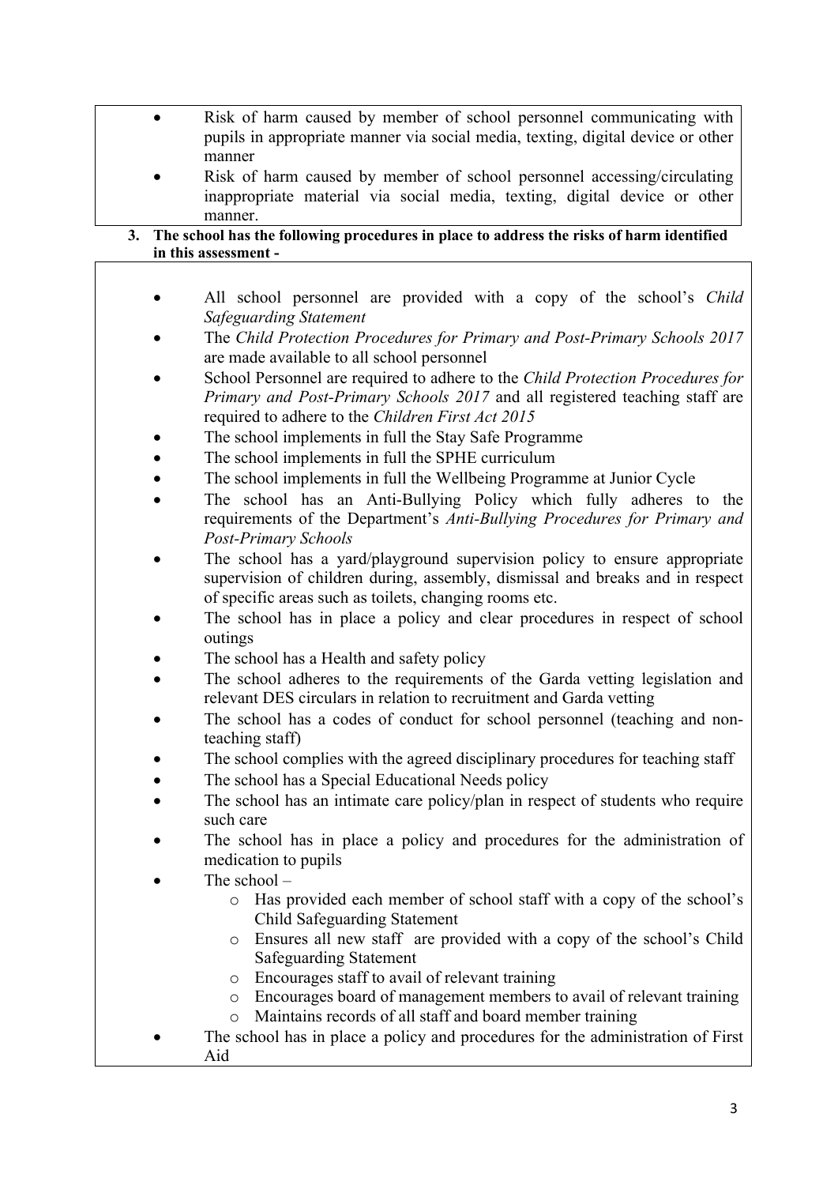- Risk of harm caused by member of school personnel communicating with pupils in appropriate manner via social media, texting, digital device or other manner
- Risk of harm caused by member of school personnel accessing/circulating inappropriate material via social media, texting, digital device or other manner.

**3. The school has the following procedures in place to address the risks of harm identified in this assessment -**

- All school personnel are provided with a copy of the school's *Child Safeguarding Statement*
- The *Child Protection Procedures for Primary and Post-Primary Schools 2017* are made available to all school personnel
- School Personnel are required to adhere to the *Child Protection Procedures for Primary and Post-Primary Schools 2017* and all registered teaching staff are required to adhere to the *Children First Act 2015*
- The school implements in full the Stay Safe Programme
- The school implements in full the SPHE curriculum
- The school implements in full the Wellbeing Programme at Junior Cycle
- The school has an Anti-Bullying Policy which fully adheres to the requirements of the Department's *Anti-Bullying Procedures for Primary and Post-Primary Schools*
- The school has a yard/playground supervision policy to ensure appropriate supervision of children during, assembly, dismissal and breaks and in respect of specific areas such as toilets, changing rooms etc.
- The school has in place a policy and clear procedures in respect of school outings
- The school has a Health and safety policy
- The school adheres to the requirements of the Garda vetting legislation and relevant DES circulars in relation to recruitment and Garda vetting
- The school has a codes of conduct for school personnel (teaching and non-teaching staff)
- The school complies with the agreed disciplinary procedures for teaching staff
- The school has a Special Educational Needs policy
- The school has an intimate care policy/plan in respect of students who require such care
- The school has in place a policy and procedures for the administration of medication to pupils
- The school –
  - Has provided each member of school staff with a copy of the school's Child Safeguarding Statement
  - Ensures all new staff are provided with a copy of the school's Child Safeguarding Statement
  - Encourages staff to avail of relevant training
  - Encourages board of management members to avail of relevant training
  - Maintains records of all staff and board member training
- The school has in place a policy and procedures for the administration of First Aid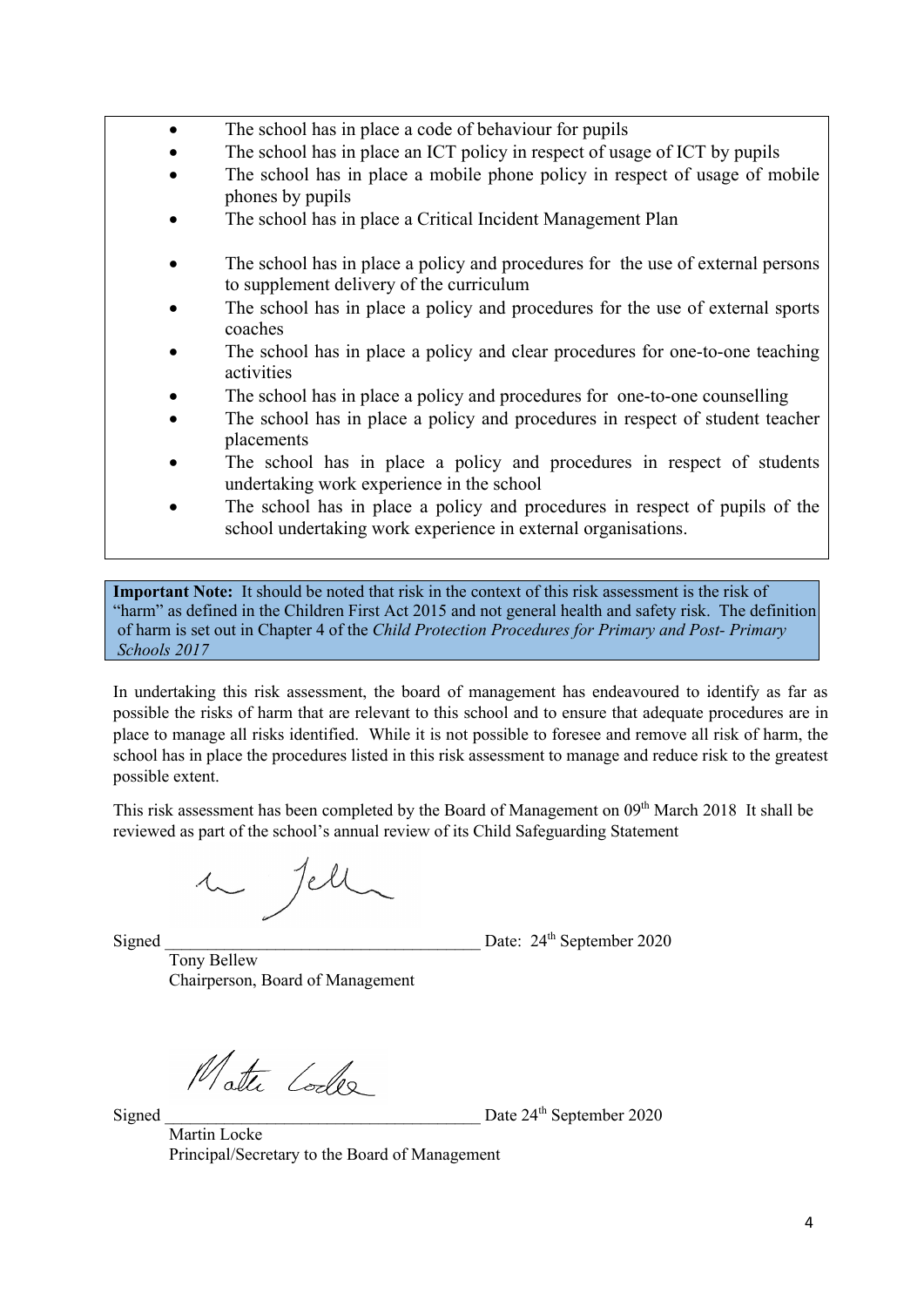- The school has in place a code of behaviour for pupils
- The school has in place an ICT policy in respect of usage of ICT by pupils
- The school has in place a mobile phone policy in respect of usage of mobile phones by pupils
- The school has in place a Critical Incident Management Plan
- The school has in place a policy and procedures for the use of external persons to supplement delivery of the curriculum
- The school has in place a policy and procedures for the use of external sports coaches
- The school has in place a policy and clear procedures for one-to-one teaching activities
- The school has in place a policy and procedures for one-to-one counselling
- The school has in place a policy and procedures in respect of student teacher placements
- The school has in place a policy and procedures in respect of students undertaking work experience in the school
- The school has in place a policy and procedures in respect of pupils of the school undertaking work experience in external organisations.

**Important Note:** It should be noted that risk in the context of this risk assessment is the risk of "harm" as defined in the Children First Act 2015 and not general health and safety risk. The definition of harm is set out in Chapter 4 of the *Child Protection Procedures for Primary and Post- Primary Schools 2017*

In undertaking this risk assessment, the board of management has endeavoured to identify as far as possible the risks of harm that are relevant to this school and to ensure that adequate procedures are in place to manage all risks identified. While it is not possible to foresee and remove all risk of harm, the school has in place the procedures listed in this risk assessment to manage and reduce risk to the greatest possible extent.

This risk assessment has been completed by the Board of Management on 09th March 2018 It shall be reviewed as part of the school's annual review of its Child Safeguarding Statement

Signed ____________________________________ Date: 24th September 2020
Tony Bellew
Chairperson, Board of Management

Signed ____________________________________ Date 24th September 2020
Martin Locke
Principal/Secretary to the Board of Management